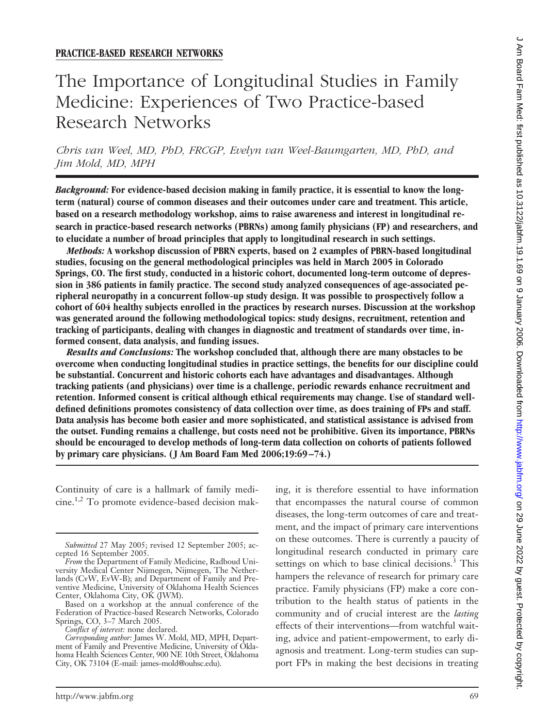**PRACTICE-BASED RESEARCH NETWORKS**

# The Importance of Longitudinal Studies in Family Medicine: Experiences of Two Practice-based Research Networks

*Chris van Weel, MD, PhD, FRCGP, Evelyn van Weel-Baumgarten, MD, PhD, and Jim Mold, MD, MPH*

***Background:*** **For evidence-based decision making in family practice, it is essential to know the long-term (natural) course of common diseases and their outcomes under care and treatment. This article, based on a research methodology workshop, aims to raise awareness and interest in longitudinal research in practice-based research networks (PBRNs) among family physicians (FP) and researchers, and to elucidate a number of broad principles that apply to longitudinal research in such settings.**

***Methods:*** **A workshop discussion of PBRN experts, based on 2 examples of PBRN-based longitudinal studies, focusing on the general methodological principles was held in March 2005 in Colorado Springs, CO. The first study, conducted in a historic cohort, documented long-term outcome of depression in 386 patients in family practice. The second study analyzed consequences of age-associated peripheral neuropathy in a concurrent follow-up study design. It was possible to prospectively follow a cohort of 604 healthy subjects enrolled in the practices by research nurses. Discussion at the workshop was generated around the following methodological topics: study designs, recruitment, retention and tracking of participants, dealing with changes in diagnostic and treatment of standards over time, informed consent, data analysis, and funding issues.**

***Results and Conclusions:*** **The workshop concluded that, although there are many obstacles to be overcome when conducting longitudinal studies in practice settings, the benefits for our discipline could be substantial. Concurrent and historic cohorts each have advantages and disadvantages. Although tracking patients (and physicians) over time is a challenge, periodic rewards enhance recruitment and retention. Informed consent is critical although ethical requirements may change. Use of standard well-defined definitions promotes consistency of data collection over time, as does training of FPs and staff. Data analysis has become both easier and more sophisticated, and statistical assistance is advised from the outset. Funding remains a challenge, but costs need not be prohibitive. Given its importance, PBRNs should be encouraged to develop methods of long-term data collection on cohorts of patients followed by primary care physicians. (J Am Board Fam Med 2006;19:69–74.)**

Continuity of care is a hallmark of family medicine.[1,2] To promote evidence-based decision making, it is therefore essential to have information that encompasses the natural course of common diseases, the long-term outcomes of care and treatment, and the impact of primary care interventions on these outcomes. There is currently a paucity of longitudinal research conducted in primary care settings on which to base clinical decisions.[3] This hampers the relevance of research for primary care practice. Family physicians (FP) make a core contribution to the health status of patients in the community and of crucial interest are the *lasting* effects of their interventions—from watchful waiting, advice and patient-empowerment, to early diagnosis and treatment. Long-term studies can support FPs in making the best decisions in treating

---

*Submitted* 27 May 2005; revised 12 September 2005; accepted 16 September 2005.

*From* the Department of Family Medicine, Radboud University Medical Center Nijmegen, Nijmegen, The Netherlands (CvW, EvW-B); and Department of Family and Preventive Medicine, University of Oklahoma Health Sciences Center, Oklahoma City, OK (JWM).

Based on a workshop at the annual conference of the Federation of Practice-based Research Networks, Colorado Springs, CO, 3–7 March 2005.

*Conflict of interest:* none declared.

*Corresponding author:* James W. Mold, MD, MPH, Department of Family and Preventive Medicine, University of Oklahoma Health Sciences Center, 900 NE 10th Street, Oklahoma City, OK 73104 (E-mail: james-mold@ouhsc.edu).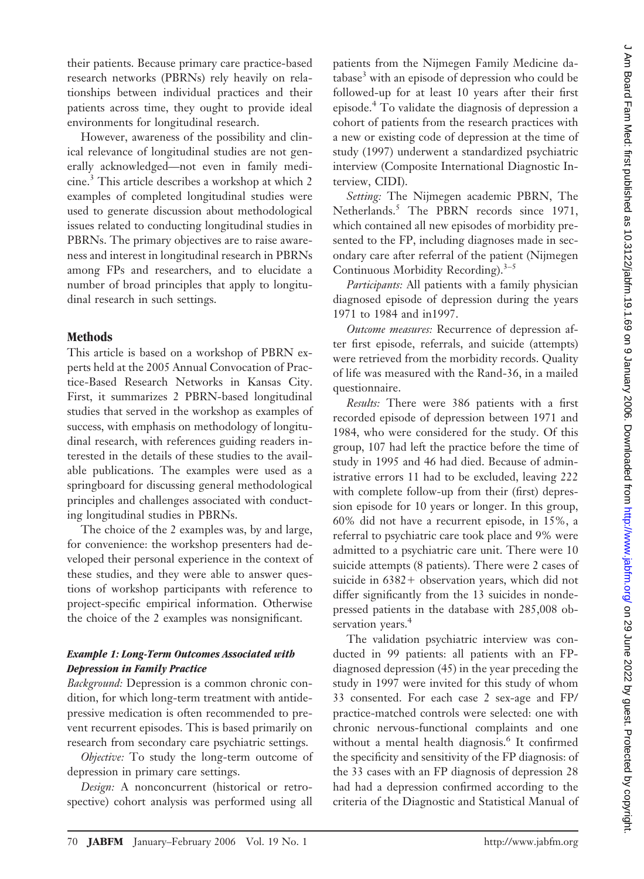their patients. Because primary care practice-based research networks (PBRNs) rely heavily on relationships between individual practices and their patients across time, they ought to provide ideal environments for longitudinal research.

However, awareness of the possibility and clinical relevance of longitudinal studies are not generally acknowledged—not even in family medicine.[3] This article describes a workshop at which 2 examples of completed longitudinal studies were used to generate discussion about methodological issues related to conducting longitudinal studies in PBRNs. The primary objectives are to raise awareness and interest in longitudinal research in PBRNs among FPs and researchers, and to elucidate a number of broad principles that apply to longitudinal research in such settings.

## Methods

This article is based on a workshop of PBRN experts held at the 2005 Annual Convocation of Practice-Based Research Networks in Kansas City. First, it summarizes 2 PBRN-based longitudinal studies that served in the workshop as examples of success, with emphasis on methodology of longitudinal research, with references guiding readers interested in the details of these studies to the available publications. The examples were used as a springboard for discussing general methodological principles and challenges associated with conducting longitudinal studies in PBRNs.

The choice of the 2 examples was, by and large, for convenience: the workshop presenters had developed their personal experience in the context of these studies, and they were able to answer questions of workshop participants with reference to project-specific empirical information. Otherwise the choice of the 2 examples was nonsignificant.

### *Example 1: Long-Term Outcomes Associated with Depression in Family Practice*

*Background:* Depression is a common chronic condition, for which long-term treatment with antidepressive medication is often recommended to prevent recurrent episodes. This is based primarily on research from secondary care psychiatric settings.

*Objective:* To study the long-term outcome of depression in primary care settings.

*Design:* A nonconcurrent (historical or retrospective) cohort analysis was performed using all patients from the Nijmegen Family Medicine database[3] with an episode of depression who could be followed-up for at least 10 years after their first episode.[4] To validate the diagnosis of depression a cohort of patients from the research practices with a new or existing code of depression at the time of study (1997) underwent a standardized psychiatric interview (Composite International Diagnostic Interview, CIDI).

*Setting:* The Nijmegen academic PBRN, The Netherlands.[5] The PBRN records since 1971, which contained all new episodes of morbidity presented to the FP, including diagnoses made in secondary care after referral of the patient (Nijmegen Continuous Morbidity Recording).[3–5]

*Participants:* All patients with a family physician diagnosed episode of depression during the years 1971 to 1984 and in1997.

*Outcome measures:* Recurrence of depression after first episode, referrals, and suicide (attempts) were retrieved from the morbidity records. Quality of life was measured with the Rand-36, in a mailed questionnaire.

*Results:* There were 386 patients with a first recorded episode of depression between 1971 and 1984, who were considered for the study. Of this group, 107 had left the practice before the time of study in 1995 and 46 had died. Because of administrative errors 11 had to be excluded, leaving 222 with complete follow-up from their (first) depression episode for 10 years or longer. In this group, 60% did not have a recurrent episode, in 15%, a referral to psychiatric care took place and 9% were admitted to a psychiatric care unit. There were 10 suicide attempts (8 patients). There were 2 cases of suicide in 6382+ observation years, which did not differ significantly from the 13 suicides in nondepressed patients in the database with 285,008 observation years.[4]

The validation psychiatric interview was conducted in 99 patients: all patients with an FP-diagnosed depression (45) in the year preceding the study in 1997 were invited for this study of whom 33 consented. For each case 2 sex-age and FP/practice-matched controls were selected: one with chronic nervous-functional complaints and one without a mental health diagnosis.[6] It confirmed the specificity and sensitivity of the FP diagnosis: of the 33 cases with an FP diagnosis of depression 28 had had a depression confirmed according to the criteria of the Diagnostic and Statistical Manual of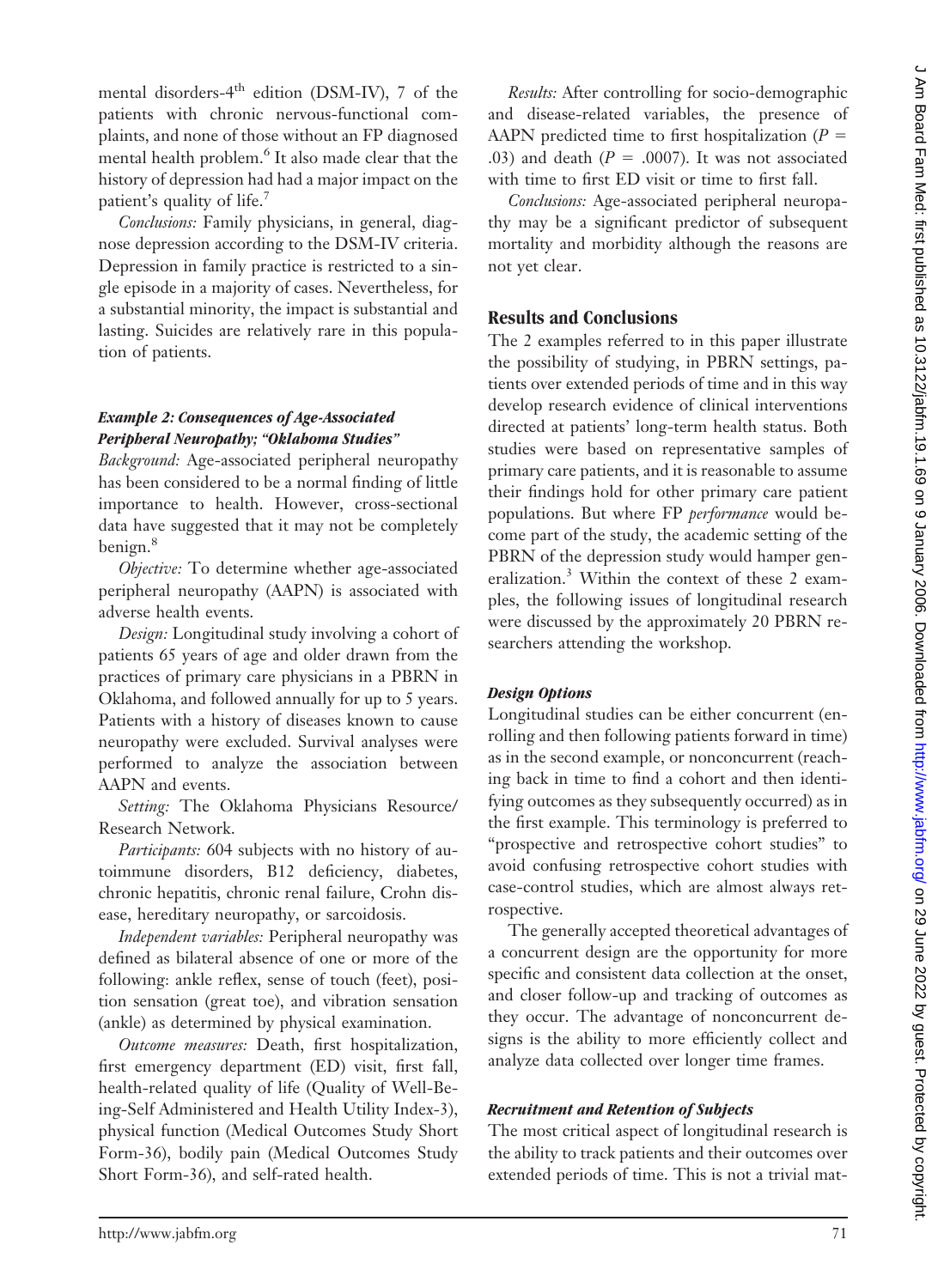mental disorders-4th edition (DSM-IV), 7 of the patients with chronic nervous-functional complaints, and none of those without an FP diagnosed mental health problem.[6] It also made clear that the history of depression had had a major impact on the patient's quality of life.[7]

*Conclusions:* Family physicians, in general, diagnose depression according to the DSM-IV criteria. Depression in family practice is restricted to a single episode in a majority of cases. Nevertheless, for a substantial minority, the impact is substantial and lasting. Suicides are relatively rare in this population of patients.

#### *Example 2: Consequences of Age-Associated Peripheral Neuropathy; "Oklahoma Studies"*

*Background:* Age-associated peripheral neuropathy has been considered to be a normal finding of little importance to health. However, cross-sectional data have suggested that it may not be completely benign.[8]

*Objective:* To determine whether age-associated peripheral neuropathy (AAPN) is associated with adverse health events.

*Design:* Longitudinal study involving a cohort of patients 65 years of age and older drawn from the practices of primary care physicians in a PBRN in Oklahoma, and followed annually for up to 5 years. Patients with a history of diseases known to cause neuropathy were excluded. Survival analyses were performed to analyze the association between AAPN and events.

*Setting:* The Oklahoma Physicians Resource/Research Network.

*Participants:* 604 subjects with no history of autoimmune disorders, B12 deficiency, diabetes, chronic hepatitis, chronic renal failure, Crohn disease, hereditary neuropathy, or sarcoidosis.

*Independent variables:* Peripheral neuropathy was defined as bilateral absence of one or more of the following: ankle reflex, sense of touch (feet), position sensation (great toe), and vibration sensation (ankle) as determined by physical examination.

*Outcome measures:* Death, first hospitalization, first emergency department (ED) visit, first fall, health-related quality of life (Quality of Well-Being-Self Administered and Health Utility Index-3), physical function (Medical Outcomes Study Short Form-36), bodily pain (Medical Outcomes Study Short Form-36), and self-rated health.

*Results:* After controlling for socio-demographic and disease-related variables, the presence of AAPN predicted time to first hospitalization ($P = .03$) and death ($P = .0007$). It was not associated with time to first ED visit or time to first fall.

*Conclusions:* Age-associated peripheral neuropathy may be a significant predictor of subsequent mortality and morbidity although the reasons are not yet clear.

## Results and Conclusions

The 2 examples referred to in this paper illustrate the possibility of studying, in PBRN settings, patients over extended periods of time and in this way develop research evidence of clinical interventions directed at patients' long-term health status. Both studies were based on representative samples of primary care patients, and it is reasonable to assume their findings hold for other primary care patient populations. But where FP *performance* would become part of the study, the academic setting of the PBRN of the depression study would hamper generalization.[3] Within the context of these 2 examples, the following issues of longitudinal research were discussed by the approximately 20 PBRN researchers attending the workshop.

#### *Design Options*

Longitudinal studies can be either concurrent (enrolling and then following patients forward in time) as in the second example, or nonconcurrent (reaching back in time to find a cohort and then identifying outcomes as they subsequently occurred) as in the first example. This terminology is preferred to "prospective and retrospective cohort studies" to avoid confusing retrospective cohort studies with case-control studies, which are almost always retrospective.

The generally accepted theoretical advantages of a concurrent design are the opportunity for more specific and consistent data collection at the onset, and closer follow-up and tracking of outcomes as they occur. The advantage of nonconcurrent designs is the ability to more efficiently collect and analyze data collected over longer time frames.

#### *Recruitment and Retention of Subjects*

The most critical aspect of longitudinal research is the ability to track patients and their outcomes over extended periods of time. This is not a trivial mat-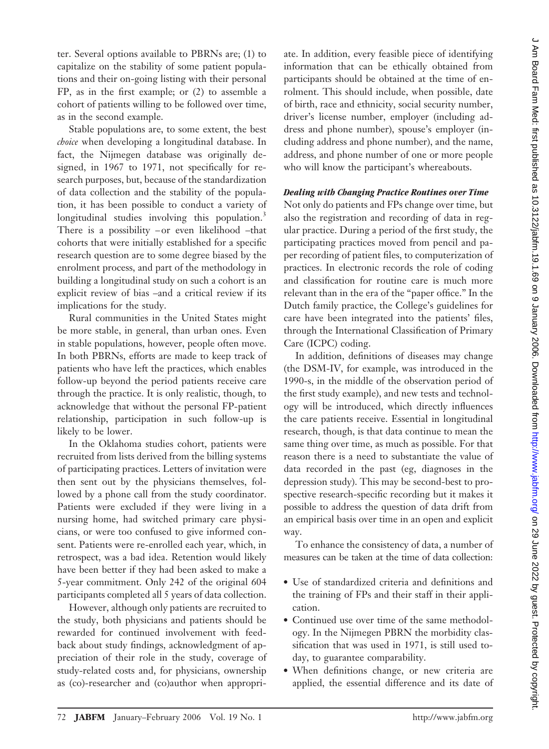ter. Several options available to PBRNs are; (1) to capitalize on the stability of some patient populations and their on-going listing with their personal FP, as in the first example; or (2) to assemble a cohort of patients willing to be followed over time, as in the second example.

Stable populations are, to some extent, the best *choice* when developing a longitudinal database. In fact, the Nijmegen database was originally designed, in 1967 to 1971, not specifically for research purposes, but, because of the standardization of data collection and the stability of the population, it has been possible to conduct a variety of longitudinal studies involving this population.[3] There is a possibility –or even likelihood –that cohorts that were initially established for a specific research question are to some degree biased by the enrolment process, and part of the methodology in building a longitudinal study on such a cohort is an explicit review of bias –and a critical review if its implications for the study.

Rural communities in the United States might be more stable, in general, than urban ones. Even in stable populations, however, people often move. In both PBRNs, efforts are made to keep track of patients who have left the practices, which enables follow-up beyond the period patients receive care through the practice. It is only realistic, though, to acknowledge that without the personal FP-patient relationship, participation in such follow-up is likely to be lower.

In the Oklahoma studies cohort, patients were recruited from lists derived from the billing systems of participating practices. Letters of invitation were then sent out by the physicians themselves, followed by a phone call from the study coordinator. Patients were excluded if they were living in a nursing home, had switched primary care physicians, or were too confused to give informed consent. Patients were re-enrolled each year, which, in retrospect, was a bad idea. Retention would likely have been better if they had been asked to make a 5-year commitment. Only 242 of the original 604 participants completed all 5 years of data collection.

However, although only patients are recruited to the study, both physicians and patients should be rewarded for continued involvement with feedback about study findings, acknowledgment of appreciation of their role in the study, coverage of study-related costs and, for physicians, ownership as (co)-researcher and (co)author when appropriate. In addition, every feasible piece of identifying information that can be ethically obtained from participants should be obtained at the time of enrolment. This should include, when possible, date of birth, race and ethnicity, social security number, driver's license number, employer (including address and phone number), spouse's employer (including address and phone number), and the name, address, and phone number of one or more people who will know the participant's whereabouts.

### *Dealing with Changing Practice Routines over Time*

Not only do patients and FPs change over time, but also the registration and recording of data in regular practice. During a period of the first study, the participating practices moved from pencil and paper recording of patient files, to computerization of practices. In electronic records the role of coding and classification for routine care is much more relevant than in the era of the "paper office." In the Dutch family practice, the College's guidelines for care have been integrated into the patients' files, through the International Classification of Primary Care (ICPC) coding.

In addition, definitions of diseases may change (the DSM-IV, for example, was introduced in the 1990-s, in the middle of the observation period of the first study example), and new tests and technology will be introduced, which directly influences the care patients receive. Essential in longitudinal research, though, is that data continue to mean the same thing over time, as much as possible. For that reason there is a need to substantiate the value of data recorded in the past (eg, diagnoses in the depression study). This may be second-best to prospective research-specific recording but it makes it possible to address the question of data drift from an empirical basis over time in an open and explicit way.

To enhance the consistency of data, a number of measures can be taken at the time of data collection:

- Use of standardized criteria and definitions and the training of FPs and their staff in their application.
- Continued use over time of the same methodology. In the Nijmegen PBRN the morbidity classification that was used in 1971, is still used today, to guarantee comparability.
- When definitions change, or new criteria are applied, the essential difference and its date of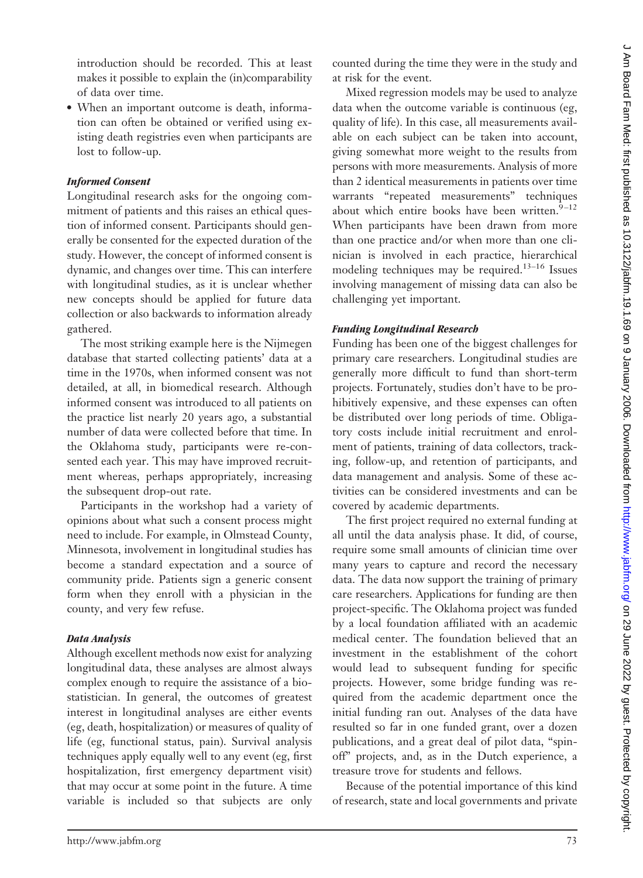introduction should be recorded. This at least makes it possible to explain the (in)comparability of data over time.

- When an important outcome is death, information can often be obtained or verified using existing death registries even when participants are lost to follow-up.

### *Informed Consent*

Longitudinal research asks for the ongoing commitment of patients and this raises an ethical question of informed consent. Participants should generally be consented for the expected duration of the study. However, the concept of informed consent is dynamic, and changes over time. This can interfere with longitudinal studies, as it is unclear whether new concepts should be applied for future data collection or also backwards to information already gathered.

The most striking example here is the Nijmegen database that started collecting patients' data at a time in the 1970s, when informed consent was not detailed, at all, in biomedical research. Although informed consent was introduced to all patients on the practice list nearly 20 years ago, a substantial number of data were collected before that time. In the Oklahoma study, participants were re-consented each year. This may have improved recruitment whereas, perhaps appropriately, increasing the subsequent drop-out rate.

Participants in the workshop had a variety of opinions about what such a consent process might need to include. For example, in Olmstead County, Minnesota, involvement in longitudinal studies has become a standard expectation and a source of community pride. Patients sign a generic consent form when they enroll with a physician in the county, and very few refuse.

### *Data Analysis*

Although excellent methods now exist for analyzing longitudinal data, these analyses are almost always complex enough to require the assistance of a biostatistician. In general, the outcomes of greatest interest in longitudinal analyses are either events (eg, death, hospitalization) or measures of quality of life (eg, functional status, pain). Survival analysis techniques apply equally well to any event (eg, first hospitalization, first emergency department visit) that may occur at some point in the future. A time variable is included so that subjects are only counted during the time they were in the study and at risk for the event.

Mixed regression models may be used to analyze data when the outcome variable is continuous (eg, quality of life). In this case, all measurements available on each subject can be taken into account, giving somewhat more weight to the results from persons with more measurements. Analysis of more than 2 identical measurements in patients over time warrants "repeated measurements" techniques about which entire books have been written.[9–12] When participants have been drawn from more than one practice and/or when more than one clinician is involved in each practice, hierarchical modeling techniques may be required.[13–16] Issues involving management of missing data can also be challenging yet important.

### *Funding Longitudinal Research*

Funding has been one of the biggest challenges for primary care researchers. Longitudinal studies are generally more difficult to fund than short-term projects. Fortunately, studies don't have to be prohibitively expensive, and these expenses can often be distributed over long periods of time. Obligatory costs include initial recruitment and enrolment of patients, training of data collectors, tracking, follow-up, and retention of participants, and data management and analysis. Some of these activities can be considered investments and can be covered by academic departments.

The first project required no external funding at all until the data analysis phase. It did, of course, require some small amounts of clinician time over many years to capture and record the necessary data. The data now support the training of primary care researchers. Applications for funding are then project-specific. The Oklahoma project was funded by a local foundation affiliated with an academic medical center. The foundation believed that an investment in the establishment of the cohort would lead to subsequent funding for specific projects. However, some bridge funding was required from the academic department once the initial funding ran out. Analyses of the data have resulted so far in one funded grant, over a dozen publications, and a great deal of pilot data, "spin-off" projects, and, as in the Dutch experience, a treasure trove for students and fellows.

Because of the potential importance of this kind of research, state and local governments and private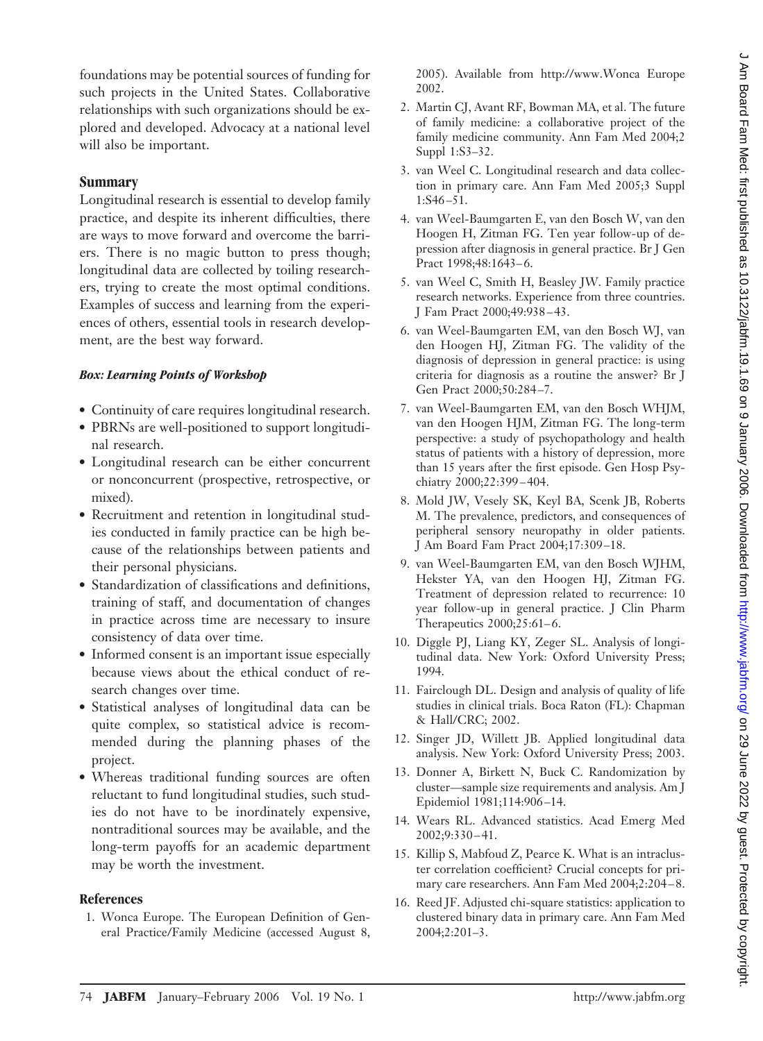foundations may be potential sources of funding for such projects in the United States. Collaborative relationships with such organizations should be explored and developed. Advocacy at a national level will also be important.

## Summary

Longitudinal research is essential to develop family practice, and despite its inherent difficulties, there are ways to move forward and overcome the barriers. There is no magic button to press though; longitudinal data are collected by toiling researchers, trying to create the most optimal conditions. Examples of success and learning from the experiences of others, essential tools in research development, are the best way forward.

### *Box: Learning Points of Workshop*

- Continuity of care requires longitudinal research.
- PBRNs are well-positioned to support longitudinal research.
- Longitudinal research can be either concurrent or nonconcurrent (prospective, retrospective, or mixed).
- Recruitment and retention in longitudinal studies conducted in family practice can be high because of the relationships between patients and their personal physicians.
- Standardization of classifications and definitions, training of staff, and documentation of changes in practice across time are necessary to insure consistency of data over time.
- Informed consent is an important issue especially because views about the ethical conduct of research changes over time.
- Statistical analyses of longitudinal data can be quite complex, so statistical advice is recommended during the planning phases of the project.
- Whereas traditional funding sources are often reluctant to fund longitudinal studies, such studies do not have to be inordinately expensive, nontraditional sources may be available, and the long-term payoffs for an academic department may be worth the investment.

## References

1. Wonca Europe. The European Definition of General Practice/Family Medicine (accessed August 8, 2005). Available from http://www.Wonca Europe 2002.
2. Martin CJ, Avant RF, Bowman MA, et al. The future of family medicine: a collaborative project of the family medicine community. Ann Fam Med 2004;2 Suppl 1:S3–32.
3. van Weel C. Longitudinal research and data collection in primary care. Ann Fam Med 2005;3 Suppl 1:S46–51.
4. van Weel-Baumgarten E, van den Bosch W, van den Hoogen H, Zitman FG. Ten year follow-up of depression after diagnosis in general practice. Br J Gen Pract 1998;48:1643–6.
5. van Weel C, Smith H, Beasley JW. Family practice research networks. Experience from three countries. J Fam Pract 2000;49:938–43.
6. van Weel-Baumgarten EM, van den Bosch WJ, van den Hoogen HJ, Zitman FG. The validity of the diagnosis of depression in general practice: is using criteria for diagnosis as a routine the answer? Br J Gen Pract 2000;50:284–7.
7. van Weel-Baumgarten EM, van den Bosch WHJM, van den Hoogen HJM, Zitman FG. The long-term perspective: a study of psychopathology and health status of patients with a history of depression, more than 15 years after the first episode. Gen Hosp Psychiatry 2000;22:399–404.
8. Mold JW, Vesely SK, Keyl BA, Scenk JB, Roberts M. The prevalence, predictors, and consequences of peripheral sensory neuropathy in older patients. J Am Board Fam Pract 2004;17:309–18.
9. van Weel-Baumgarten EM, van den Bosch WJHM, Hekster YA, van den Hoogen HJ, Zitman FG. Treatment of depression related to recurrence: 10 year follow-up in general practice. J Clin Pharm Therapeutics 2000;25:61–6.
10. Diggle PJ, Liang KY, Zeger SL. Analysis of longitudinal data. New York: Oxford University Press; 1994.
11. Fairclough DL. Design and analysis of quality of life studies in clinical trials. Boca Raton (FL): Chapman & Hall/CRC; 2002.
12. Singer JD, Willett JB. Applied longitudinal data analysis. New York: Oxford University Press; 2003.
13. Donner A, Birkett N, Buck C. Randomization by cluster—sample size requirements and analysis. Am J Epidemiol 1981;114:906–14.
14. Wears RL. Advanced statistics. Acad Emerg Med 2002;9:330–41.
15. Killip S, Mabfoud Z, Pearce K. What is an intracluster correlation coefficient? Crucial concepts for primary care researchers. Ann Fam Med 2004;2:204–8.
16. Reed JF. Adjusted chi-square statistics: application to clustered binary data in primary care. Ann Fam Med 2004;2:201–3.